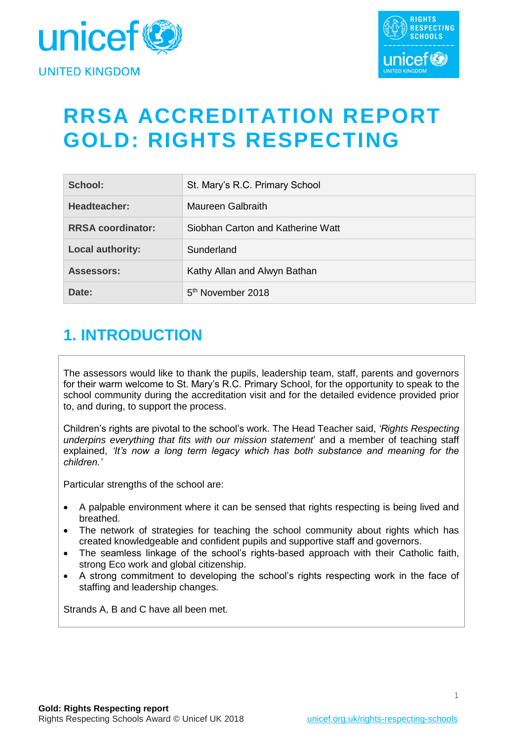# RRSA ACCREDITATION REPORT GOLD: RIGHTS RESPECTING

| | |
|---|---|
| **School:** | St. Mary's R.C. Primary School |
| **Headteacher:** | Maureen Galbraith |
| **RRSA coordinator:** | Siobhan Carton and Katherine Watt |
| **Local authority:** | Sunderland |
| **Assessors:** | Kathy Allan and Alwyn Bathan |
| **Date:** | 5th November 2018 |

## 1. INTRODUCTION

The assessors would like to thank the pupils, leadership team, staff, parents and governors for their warm welcome to St. Mary's R.C. Primary School, for the opportunity to speak to the school community during the accreditation visit and for the detailed evidence provided prior to, and during, to support the process.

Children's rights are pivotal to the school's work. The Head Teacher said, *'Rights Respecting underpins everything that fits with our mission statement'* and a member of teaching staff explained, *'It's now a long term legacy which has both substance and meaning for the children.'*

Particular strengths of the school are:

- A palpable environment where it can be sensed that rights respecting is being lived and breathed.
- The network of strategies for teaching the school community about rights which has created knowledgeable and confident pupils and supportive staff and governors.
- The seamless linkage of the school's rights-based approach with their Catholic faith, strong Eco work and global citizenship.
- A strong commitment to developing the school's rights respecting work in the face of staffing and leadership changes.

Strands A, B and C have all been met.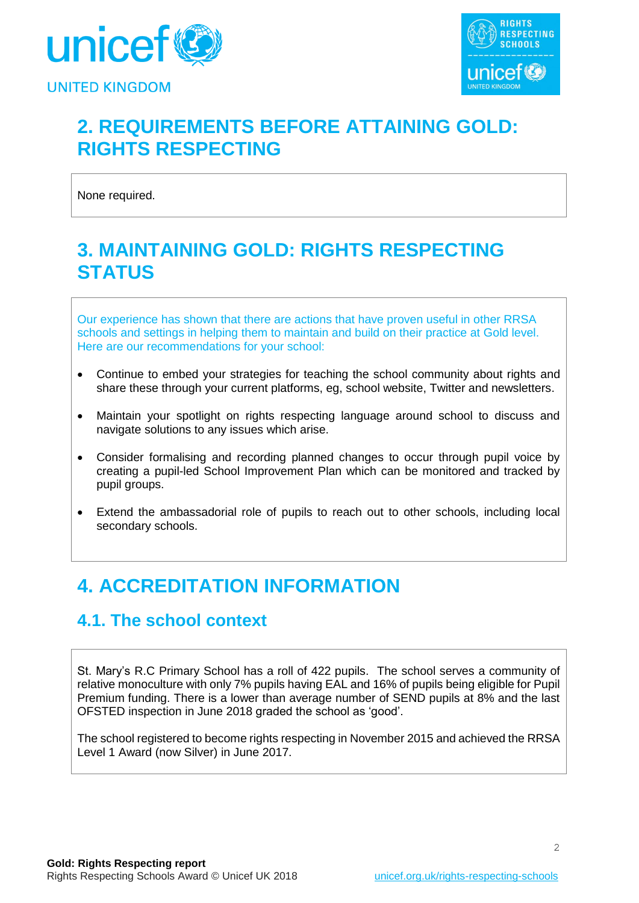## 2. REQUIREMENTS BEFORE ATTAINING GOLD: RIGHTS RESPECTING

None required.

## 3. MAINTAINING GOLD: RIGHTS RESPECTING STATUS

Our experience has shown that there are actions that have proven useful in other RRSA schools and settings in helping them to maintain and build on their practice at Gold level. Here are our recommendations for your school:

- Continue to embed your strategies for teaching the school community about rights and share these through your current platforms, eg, school website, Twitter and newsletters.
- Maintain your spotlight on rights respecting language around school to discuss and navigate solutions to any issues which arise.
- Consider formalising and recording planned changes to occur through pupil voice by creating a pupil-led School Improvement Plan which can be monitored and tracked by pupil groups.
- Extend the ambassadorial role of pupils to reach out to other schools, including local secondary schools.

## 4. ACCREDITATION INFORMATION

### 4.1. The school context

St. Mary's R.C Primary School has a roll of 422 pupils. The school serves a community of relative monoculture with only 7% pupils having EAL and 16% of pupils being eligible for Pupil Premium funding. There is a lower than average number of SEND pupils at 8% and the last OFSTED inspection in June 2018 graded the school as 'good'.

The school registered to become rights respecting in November 2015 and achieved the RRSA Level 1 Award (now Silver) in June 2017.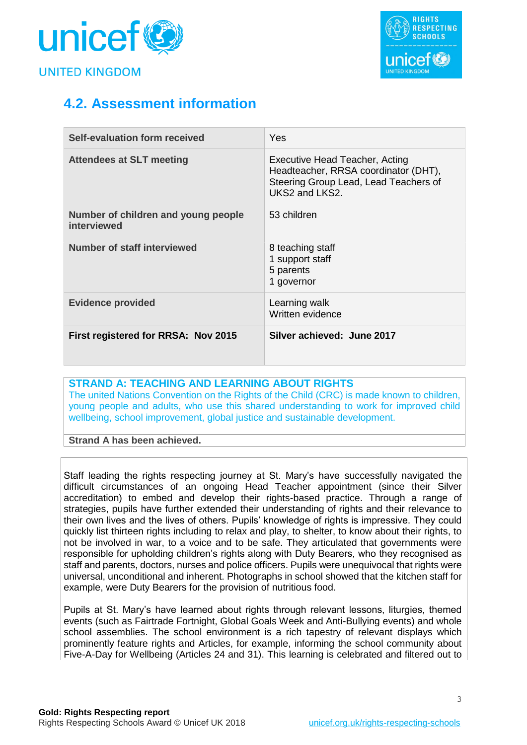## 4.2. Assessment information

| | |
|---|---|
| **Self-evaluation form received** | Yes |
| **Attendees at SLT meeting** | Executive Head Teacher, Acting Headteacher, RRSA coordinator (DHT), Steering Group Lead, Lead Teachers of UKS2 and LKS2. |
| **Number of children and young people interviewed** | 53 children |
| **Number of staff interviewed** | 8 teaching staff<br>1 support staff<br>5 parents<br>1 governor |
| **Evidence provided** | Learning walk<br>Written evidence |
| **First registered for RRSA: Nov 2015** | **Silver achieved: June 2017** |

### STRAND A: TEACHING AND LEARNING ABOUT RIGHTS

The united Nations Convention on the Rights of the Child (CRC) is made known to children, young people and adults, who use this shared understanding to work for improved child wellbeing, school improvement, global justice and sustainable development.

**Strand A has been achieved.**

Staff leading the rights respecting journey at St. Mary's have successfully navigated the difficult circumstances of an ongoing Head Teacher appointment (since their Silver accreditation) to embed and develop their rights-based practice. Through a range of strategies, pupils have further extended their understanding of rights and their relevance to their own lives and the lives of others. Pupils' knowledge of rights is impressive. They could quickly list thirteen rights including to relax and play, to shelter, to know about their rights, to not be involved in war, to a voice and to be safe. They articulated that governments were responsible for upholding children's rights along with Duty Bearers, who they recognised as staff and parents, doctors, nurses and police officers. Pupils were unequivocal that rights were universal, unconditional and inherent. Photographs in school showed that the kitchen staff for example, were Duty Bearers for the provision of nutritious food.

Pupils at St. Mary's have learned about rights through relevant lessons, liturgies, themed events (such as Fairtrade Fortnight, Global Goals Week and Anti-Bullying events) and whole school assemblies. The school environment is a rich tapestry of relevant displays which prominently feature rights and Articles, for example, informing the school community about Five-A-Day for Wellbeing (Articles 24 and 31). This learning is celebrated and filtered out to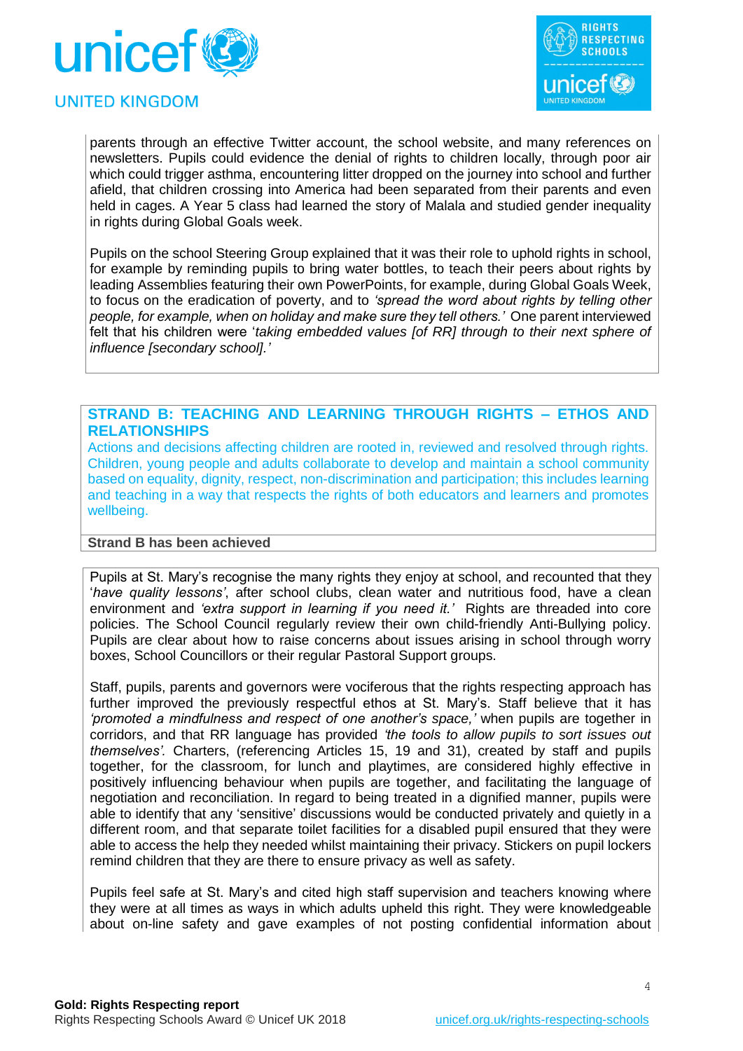parents through an effective Twitter account, the school website, and many references on newsletters. Pupils could evidence the denial of rights to children locally, through poor air which could trigger asthma, encountering litter dropped on the journey into school and further afield, that children crossing into America had been separated from their parents and even held in cages. A Year 5 class had learned the story of Malala and studied gender inequality in rights during Global Goals week.

Pupils on the school Steering Group explained that it was their role to uphold rights in school, for example by reminding pupils to bring water bottles, to teach their peers about rights by leading Assemblies featuring their own PowerPoints, for example, during Global Goals Week, to focus on the eradication of poverty, and to *'spread the word about rights by telling other people, for example, when on holiday and make sure they tell others.'* One parent interviewed felt that his children were '*taking embedded values [of RR] through to their next sphere of influence [secondary school].'*

## STRAND B: TEACHING AND LEARNING THROUGH RIGHTS – ETHOS AND RELATIONSHIPS

Actions and decisions affecting children are rooted in, reviewed and resolved through rights. Children, young people and adults collaborate to develop and maintain a school community based on equality, dignity, respect, non-discrimination and participation; this includes learning and teaching in a way that respects the rights of both educators and learners and promotes wellbeing.

**Strand B has been achieved**

Pupils at St. Mary's recognise the many rights they enjoy at school, and recounted that they '*have quality lessons'*, after school clubs, clean water and nutritious food, have a clean environment and *'extra support in learning if you need it.'* Rights are threaded into core policies. The School Council regularly review their own child-friendly Anti-Bullying policy. Pupils are clear about how to raise concerns about issues arising in school through worry boxes, School Councillors or their regular Pastoral Support groups.

Staff, pupils, parents and governors were vociferous that the rights respecting approach has further improved the previously respectful ethos at St. Mary's. Staff believe that it has *'promoted a mindfulness and respect of one another's space,'* when pupils are together in corridors, and that RR language has provided *'the tools to allow pupils to sort issues out themselves'.* Charters, (referencing Articles 15, 19 and 31), created by staff and pupils together, for the classroom, for lunch and playtimes, are considered highly effective in positively influencing behaviour when pupils are together, and facilitating the language of negotiation and reconciliation. In regard to being treated in a dignified manner, pupils were able to identify that any 'sensitive' discussions would be conducted privately and quietly in a different room, and that separate toilet facilities for a disabled pupil ensured that they were able to access the help they needed whilst maintaining their privacy. Stickers on pupil lockers remind children that they are there to ensure privacy as well as safety.

Pupils feel safe at St. Mary's and cited high staff supervision and teachers knowing where they were at all times as ways in which adults upheld this right. They were knowledgeable about on-line safety and gave examples of not posting confidential information about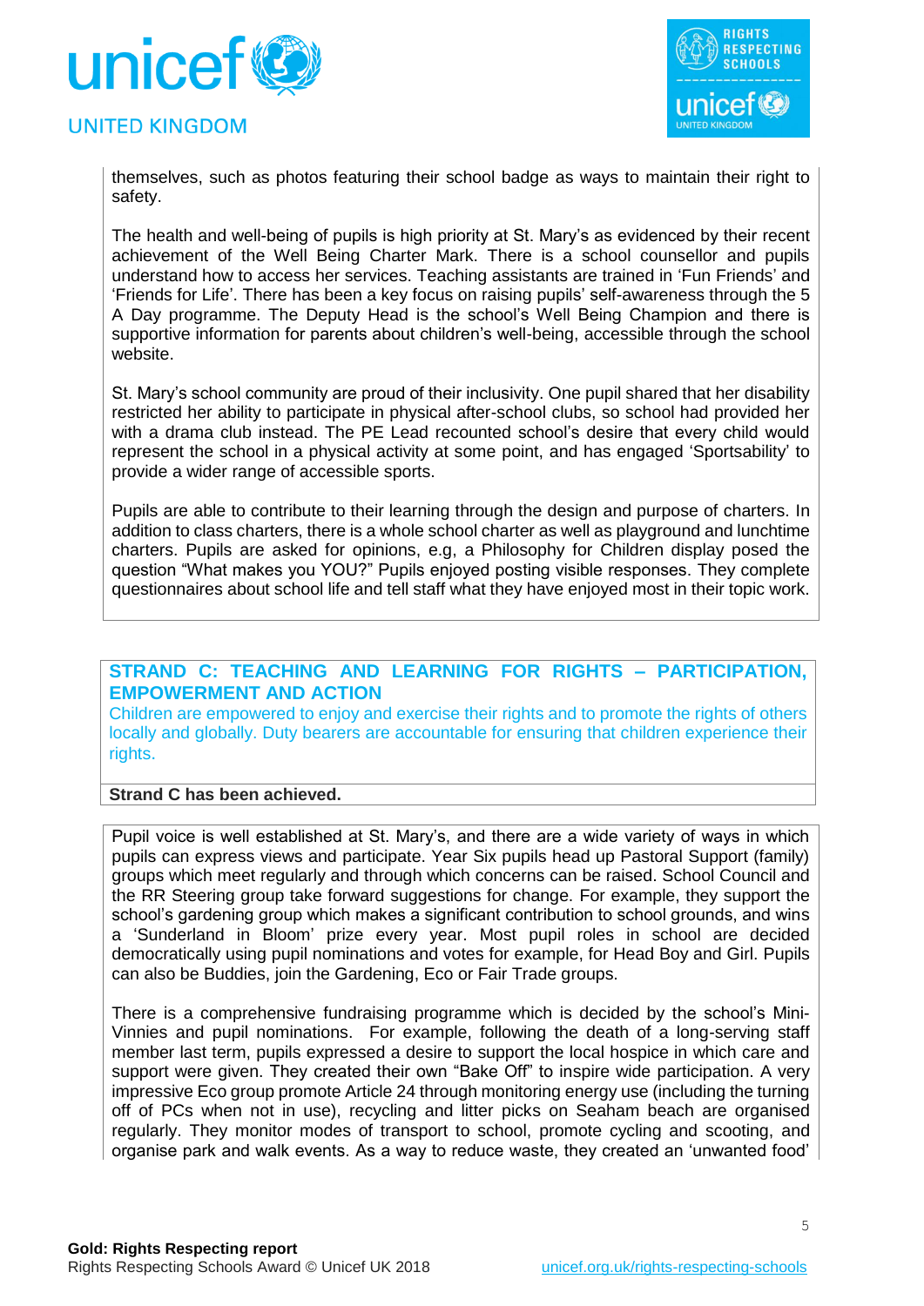themselves, such as photos featuring their school badge as ways to maintain their right to safety.

The health and well-being of pupils is high priority at St. Mary's as evidenced by their recent achievement of the Well Being Charter Mark. There is a school counsellor and pupils understand how to access her services. Teaching assistants are trained in 'Fun Friends' and 'Friends for Life'. There has been a key focus on raising pupils' self-awareness through the 5 A Day programme. The Deputy Head is the school's Well Being Champion and there is supportive information for parents about children's well-being, accessible through the school website.

St. Mary's school community are proud of their inclusivity. One pupil shared that her disability restricted her ability to participate in physical after-school clubs, so school had provided her with a drama club instead. The PE Lead recounted school's desire that every child would represent the school in a physical activity at some point, and has engaged 'Sportsability' to provide a wider range of accessible sports.

Pupils are able to contribute to their learning through the design and purpose of charters. In addition to class charters, there is a whole school charter as well as playground and lunchtime charters. Pupils are asked for opinions, e.g, a Philosophy for Children display posed the question "What makes you YOU?" Pupils enjoyed posting visible responses. They complete questionnaires about school life and tell staff what they have enjoyed most in their topic work.

## STRAND C: TEACHING AND LEARNING FOR RIGHTS – PARTICIPATION, EMPOWERMENT AND ACTION

Children are empowered to enjoy and exercise their rights and to promote the rights of others locally and globally. Duty bearers are accountable for ensuring that children experience their rights.

**Strand C has been achieved.**

Pupil voice is well established at St. Mary's, and there are a wide variety of ways in which pupils can express views and participate. Year Six pupils head up Pastoral Support (family) groups which meet regularly and through which concerns can be raised. School Council and the RR Steering group take forward suggestions for change. For example, they support the school's gardening group which makes a significant contribution to school grounds, and wins a 'Sunderland in Bloom' prize every year. Most pupil roles in school are decided democratically using pupil nominations and votes for example, for Head Boy and Girl. Pupils can also be Buddies, join the Gardening, Eco or Fair Trade groups.

There is a comprehensive fundraising programme which is decided by the school's Mini-Vinnies and pupil nominations. For example, following the death of a long-serving staff member last term, pupils expressed a desire to support the local hospice in which care and support were given. They created their own "Bake Off" to inspire wide participation. A very impressive Eco group promote Article 24 through monitoring energy use (including the turning off of PCs when not in use), recycling and litter picks on Seaham beach are organised regularly. They monitor modes of transport to school, promote cycling and scooting, and organise park and walk events. As a way to reduce waste, they created an 'unwanted food'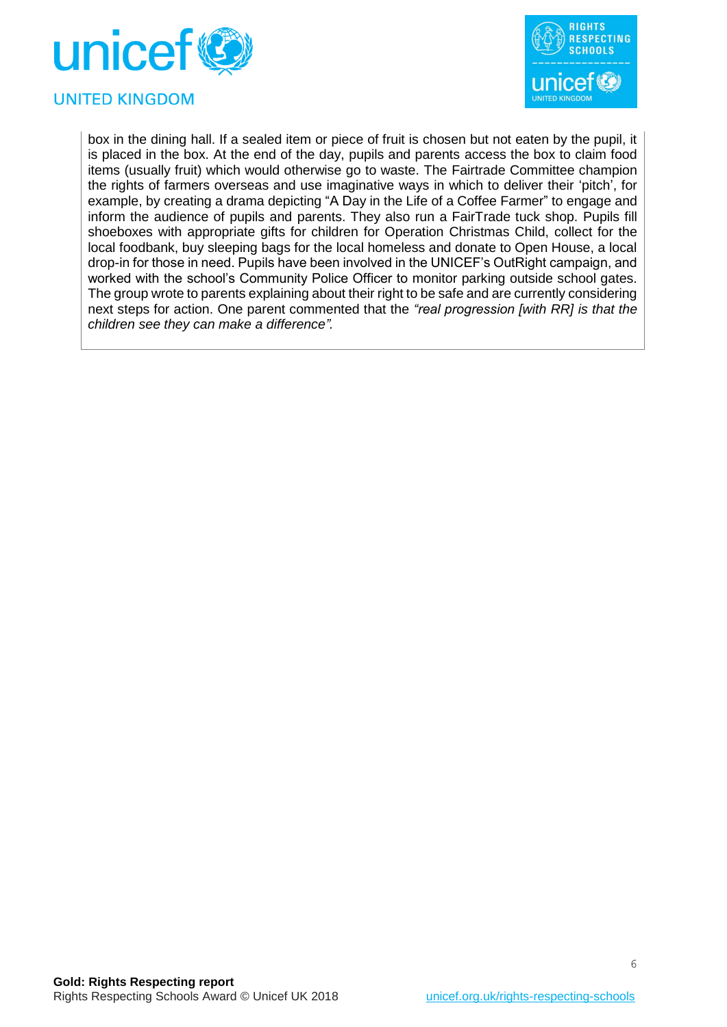box in the dining hall. If a sealed item or piece of fruit is chosen but not eaten by the pupil, it is placed in the box. At the end of the day, pupils and parents access the box to claim food items (usually fruit) which would otherwise go to waste. The Fairtrade Committee champion the rights of farmers overseas and use imaginative ways in which to deliver their 'pitch', for example, by creating a drama depicting "A Day in the Life of a Coffee Farmer" to engage and inform the audience of pupils and parents. They also run a FairTrade tuck shop. Pupils fill shoeboxes with appropriate gifts for children for Operation Christmas Child, collect for the local foodbank, buy sleeping bags for the local homeless and donate to Open House, a local drop-in for those in need. Pupils have been involved in the UNICEF's OutRight campaign, and worked with the school's Community Police Officer to monitor parking outside school gates. The group wrote to parents explaining about their right to be safe and are currently considering next steps for action. One parent commented that the *"real progression [with RR] is that the children see they can make a difference".*